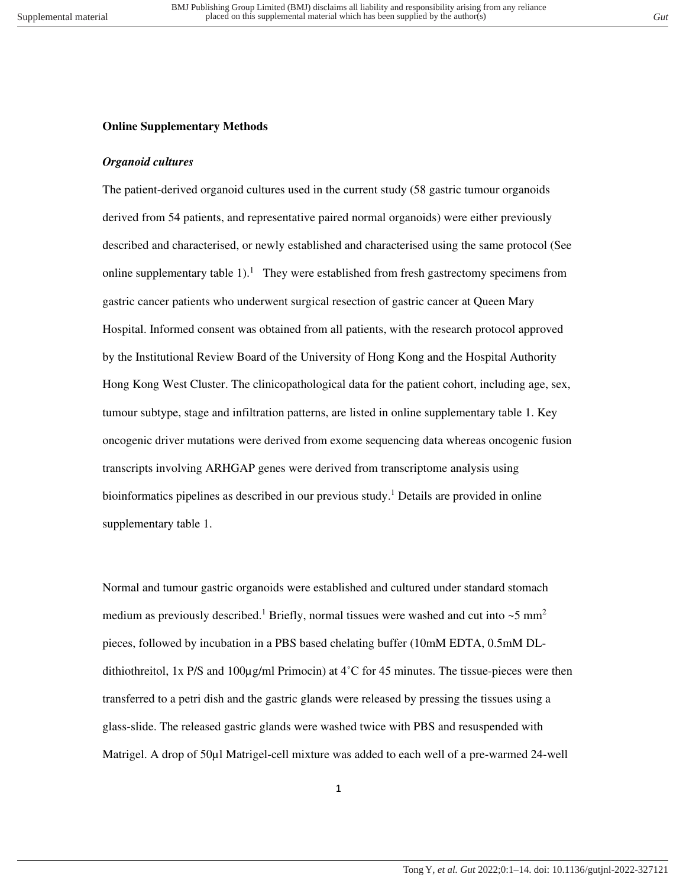**Online Supplementary Methods**

***Organoid cultures***

The patient-derived organoid cultures used in the current study (58 gastric tumour organoids derived from 54 patients, and representative paired normal organoids) were either previously described and characterised, or newly established and characterised using the same protocol (See online supplementary table 1).[1] They were established from fresh gastrectomy specimens from gastric cancer patients who underwent surgical resection of gastric cancer at Queen Mary Hospital. Informed consent was obtained from all patients, with the research protocol approved by the Institutional Review Board of the University of Hong Kong and the Hospital Authority Hong Kong West Cluster. The clinicopathological data for the patient cohort, including age, sex, tumour subtype, stage and infiltration patterns, are listed in online supplementary table 1. Key oncogenic driver mutations were derived from exome sequencing data whereas oncogenic fusion transcripts involving ARHGAP genes were derived from transcriptome analysis using bioinformatics pipelines as described in our previous study.[1] Details are provided in online supplementary table 1.

Normal and tumour gastric organoids were established and cultured under standard stomach medium as previously described.[1] Briefly, normal tissues were washed and cut into ~5 $mm^2$ pieces, followed by incubation in a PBS based chelating buffer (10mM EDTA, 0.5mM DL-dithiothreitol, 1x P/S and 100µg/ml Primocin) at 4˚C for 45 minutes. The tissue-pieces were then transferred to a petri dish and the gastric glands were released by pressing the tissues using a glass-slide. The released gastric glands were washed twice with PBS and resuspended with Matrigel. A drop of 50µl Matrigel-cell mixture was added to each well of a pre-warmed 24-well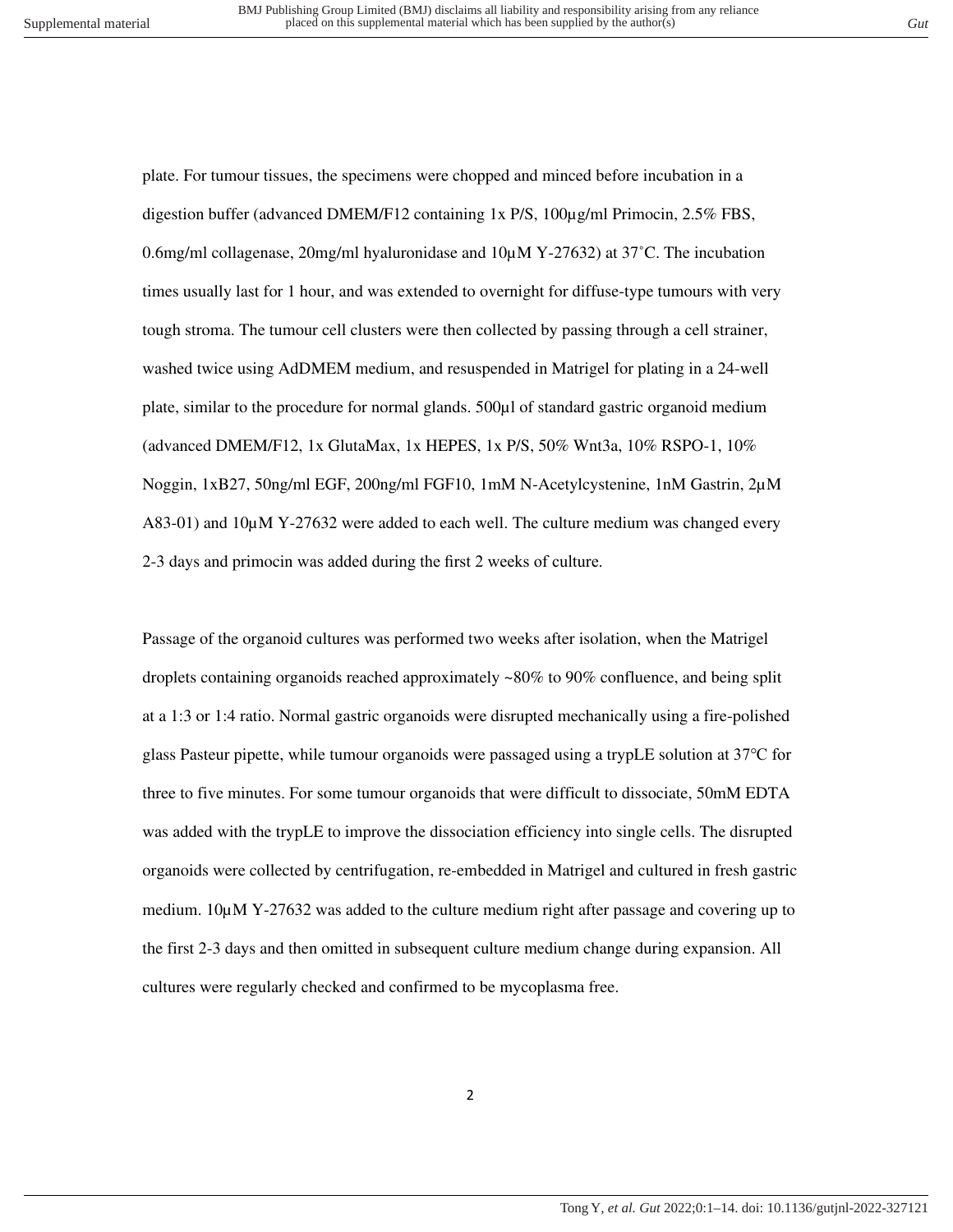plate. For tumour tissues, the specimens were chopped and minced before incubation in a digestion buffer (advanced DMEM/F12 containing 1x P/S, 100µg/ml Primocin, 2.5% FBS, 0.6mg/ml collagenase, 20mg/ml hyaluronidase and 10µM Y-27632) at 37˚C. The incubation times usually last for 1 hour, and was extended to overnight for diffuse-type tumours with very tough stroma. The tumour cell clusters were then collected by passing through a cell strainer, washed twice using AdDMEM medium, and resuspended in Matrigel for plating in a 24-well plate, similar to the procedure for normal glands. 500µl of standard gastric organoid medium (advanced DMEM/F12, 1x GlutaMax, 1x HEPES, 1x P/S, 50% Wnt3a, 10% RSPO-1, 10% Noggin, 1xB27, 50ng/ml EGF, 200ng/ml FGF10, 1mM N-Acetylcystenine, 1nM Gastrin, 2µM A83-01) and 10µM Y-27632 were added to each well. The culture medium was changed every 2-3 days and primocin was added during the first 2 weeks of culture.

Passage of the organoid cultures was performed two weeks after isolation, when the Matrigel droplets containing organoids reached approximately ~80% to 90% confluence, and being split at a 1:3 or 1:4 ratio. Normal gastric organoids were disrupted mechanically using a fire-polished glass Pasteur pipette, while tumour organoids were passaged using a trypLE solution at 37°C for three to five minutes. For some tumour organoids that were difficult to dissociate, 50mM EDTA was added with the trypLE to improve the dissociation efficiency into single cells. The disrupted organoids were collected by centrifugation, re-embedded in Matrigel and cultured in fresh gastric medium. 10µM Y-27632 was added to the culture medium right after passage and covering up to the first 2-3 days and then omitted in subsequent culture medium change during expansion. All cultures were regularly checked and confirmed to be mycoplasma free.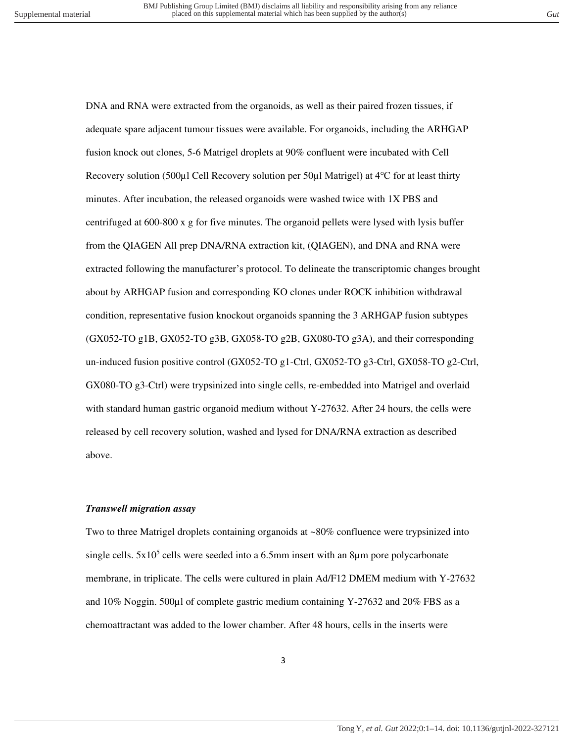DNA and RNA were extracted from the organoids, as well as their paired frozen tissues, if adequate spare adjacent tumour tissues were available. For organoids, including the ARHGAP fusion knock out clones, 5-6 Matrigel droplets at 90% confluent were incubated with Cell Recovery solution (500µl Cell Recovery solution per 50µl Matrigel) at 4°C for at least thirty minutes. After incubation, the released organoids were washed twice with 1X PBS and centrifuged at 600-800 x g for five minutes. The organoid pellets were lysed with lysis buffer from the QIAGEN All prep DNA/RNA extraction kit, (QIAGEN), and DNA and RNA were extracted following the manufacturer's protocol. To delineate the transcriptomic changes brought about by ARHGAP fusion and corresponding KO clones under ROCK inhibition withdrawal condition, representative fusion knockout organoids spanning the 3 ARHGAP fusion subtypes (GX052-TO g1B, GX052-TO g3B, GX058-TO g2B, GX080-TO g3A), and their corresponding un-induced fusion positive control (GX052-TO g1-Ctrl, GX052-TO g3-Ctrl, GX058-TO g2-Ctrl, GX080-TO g3-Ctrl) were trypsinized into single cells, re-embedded into Matrigel and overlaid with standard human gastric organoid medium without Y-27632. After 24 hours, the cells were released by cell recovery solution, washed and lysed for DNA/RNA extraction as described above.

***Transwell migration assay***

Two to three Matrigel droplets containing organoids at ~80% confluence were trypsinized into single cells. $5x10^5$ cells were seeded into a 6.5mm insert with an 8µm pore polycarbonate membrane, in triplicate. The cells were cultured in plain Ad/F12 DMEM medium with Y-27632 and 10% Noggin. 500µl of complete gastric medium containing Y-27632 and 20% FBS as a chemoattractant was added to the lower chamber. After 48 hours, cells in the inserts were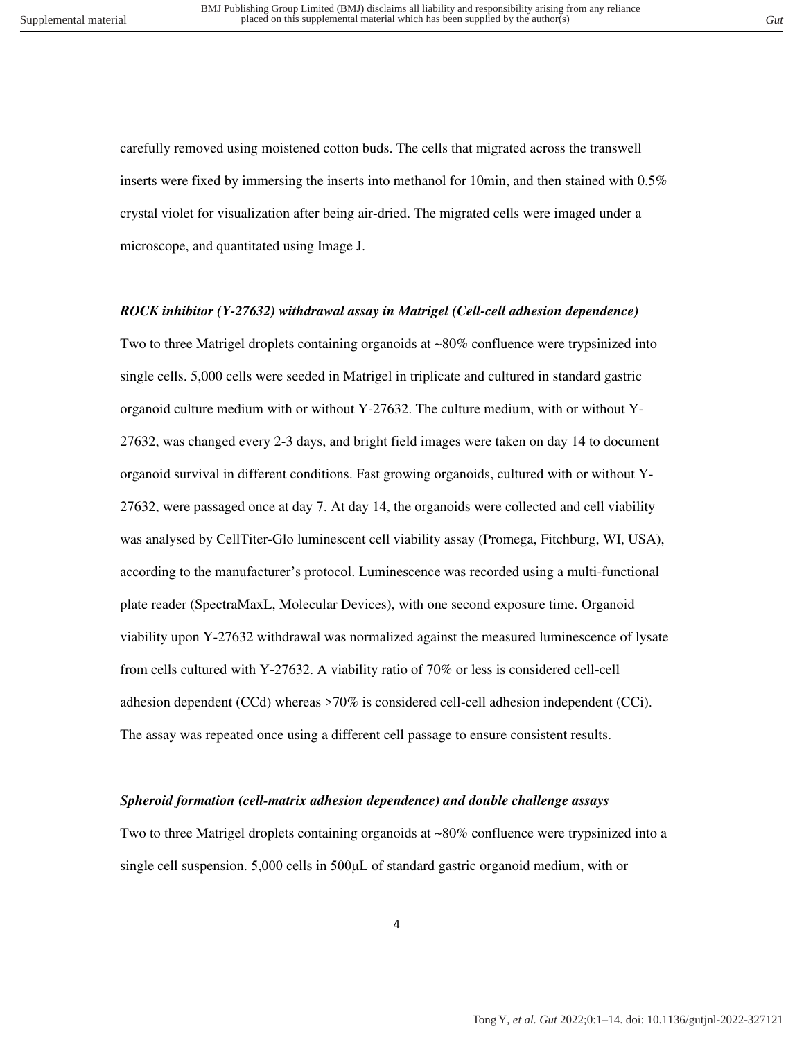carefully removed using moistened cotton buds. The cells that migrated across the transwell inserts were fixed by immersing the inserts into methanol for 10min, and then stained with 0.5% crystal violet for visualization after being air-dried. The migrated cells were imaged under a microscope, and quantitated using Image J.

***ROCK inhibitor (Y-27632) withdrawal assay in Matrigel (Cell-cell adhesion dependence)***

Two to three Matrigel droplets containing organoids at ~80% confluence were trypsinized into single cells. 5,000 cells were seeded in Matrigel in triplicate and cultured in standard gastric organoid culture medium with or without Y-27632. The culture medium, with or without Y-27632, was changed every 2-3 days, and bright field images were taken on day 14 to document organoid survival in different conditions. Fast growing organoids, cultured with or without Y-27632, were passaged once at day 7. At day 14, the organoids were collected and cell viability was analysed by CellTiter-Glo luminescent cell viability assay (Promega, Fitchburg, WI, USA), according to the manufacturer's protocol. Luminescence was recorded using a multi-functional plate reader (SpectraMaxL, Molecular Devices), with one second exposure time. Organoid viability upon Y-27632 withdrawal was normalized against the measured luminescence of lysate from cells cultured with Y-27632. A viability ratio of 70% or less is considered cell-cell adhesion dependent (CCd) whereas >70% is considered cell-cell adhesion independent (CCi). The assay was repeated once using a different cell passage to ensure consistent results.

***Spheroid formation (cell-matrix adhesion dependence) and double challenge assays***

Two to three Matrigel droplets containing organoids at ~80% confluence were trypsinized into a single cell suspension. 5,000 cells in 500μL of standard gastric organoid medium, with or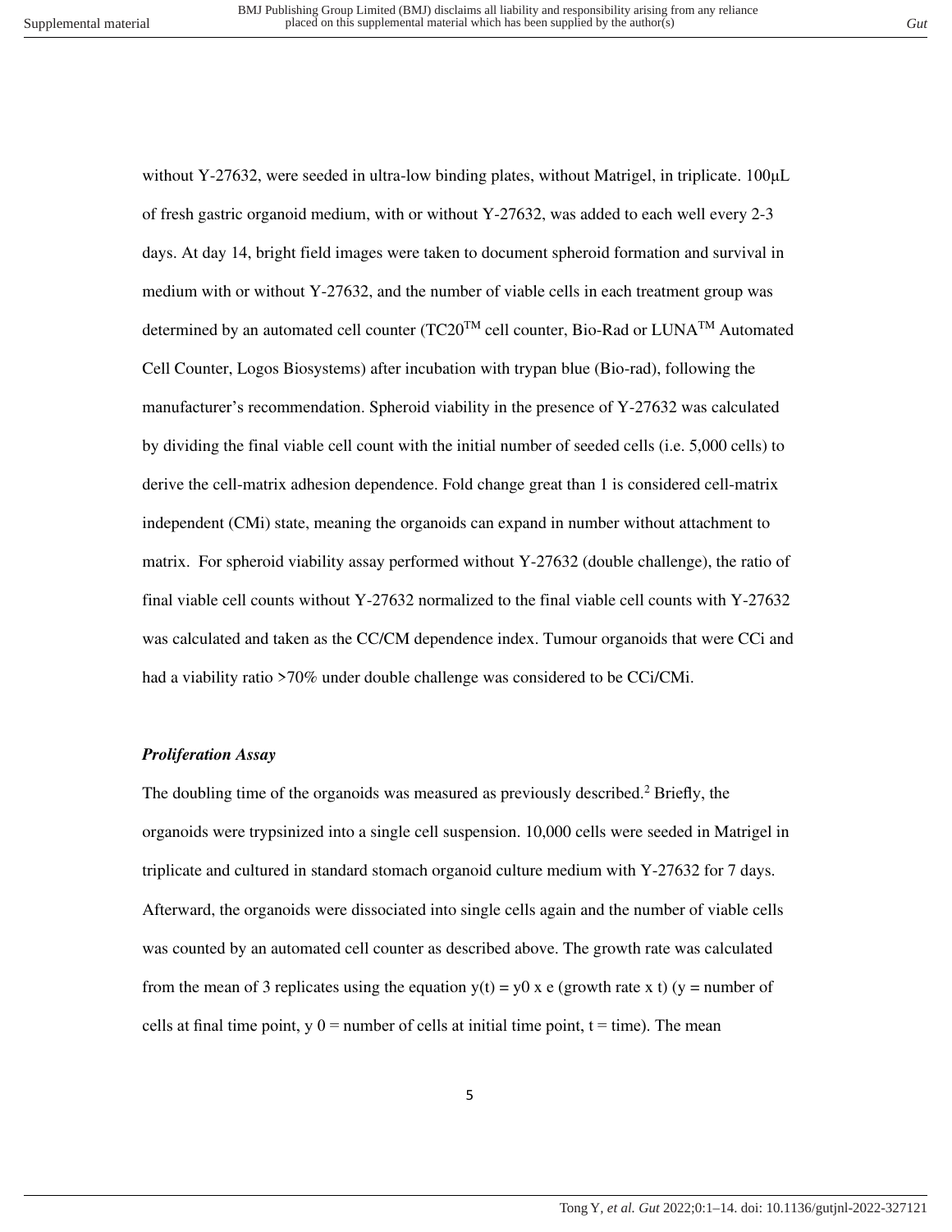without Y-27632, were seeded in ultra-low binding plates, without Matrigel, in triplicate. 100µL of fresh gastric organoid medium, with or without Y-27632, was added to each well every 2-3 days. At day 14, bright field images were taken to document spheroid formation and survival in medium with or without Y-27632, and the number of viable cells in each treatment group was determined by an automated cell counter (TC20™ cell counter, Bio-Rad or LUNA™ Automated Cell Counter, Logos Biosystems) after incubation with trypan blue (Bio-rad), following the manufacturer's recommendation. Spheroid viability in the presence of Y-27632 was calculated by dividing the final viable cell count with the initial number of seeded cells (i.e. 5,000 cells) to derive the cell-matrix adhesion dependence. Fold change great than 1 is considered cell-matrix independent (CMi) state, meaning the organoids can expand in number without attachment to matrix. For spheroid viability assay performed without Y-27632 (double challenge), the ratio of final viable cell counts without Y-27632 normalized to the final viable cell counts with Y-27632 was calculated and taken as the CC/CM dependence index. Tumour organoids that were CCi and had a viability ratio >70% under double challenge was considered to be CCi/CMi.

***Proliferation Assay***

The doubling time of the organoids was measured as previously described.[2] Briefly, the organoids were trypsinized into a single cell suspension. 10,000 cells were seeded in Matrigel in triplicate and cultured in standard stomach organoid culture medium with Y-27632 for 7 days. Afterward, the organoids were dissociated into single cells again and the number of viable cells was counted by an automated cell counter as described above. The growth rate was calculated from the mean of 3 replicates using the equation $y(t) = y0 \times e^{(\text{growth rate} \times t)}$ (y = number of cells at final time point, $y_0$ = number of cells at initial time point, t = time). The mean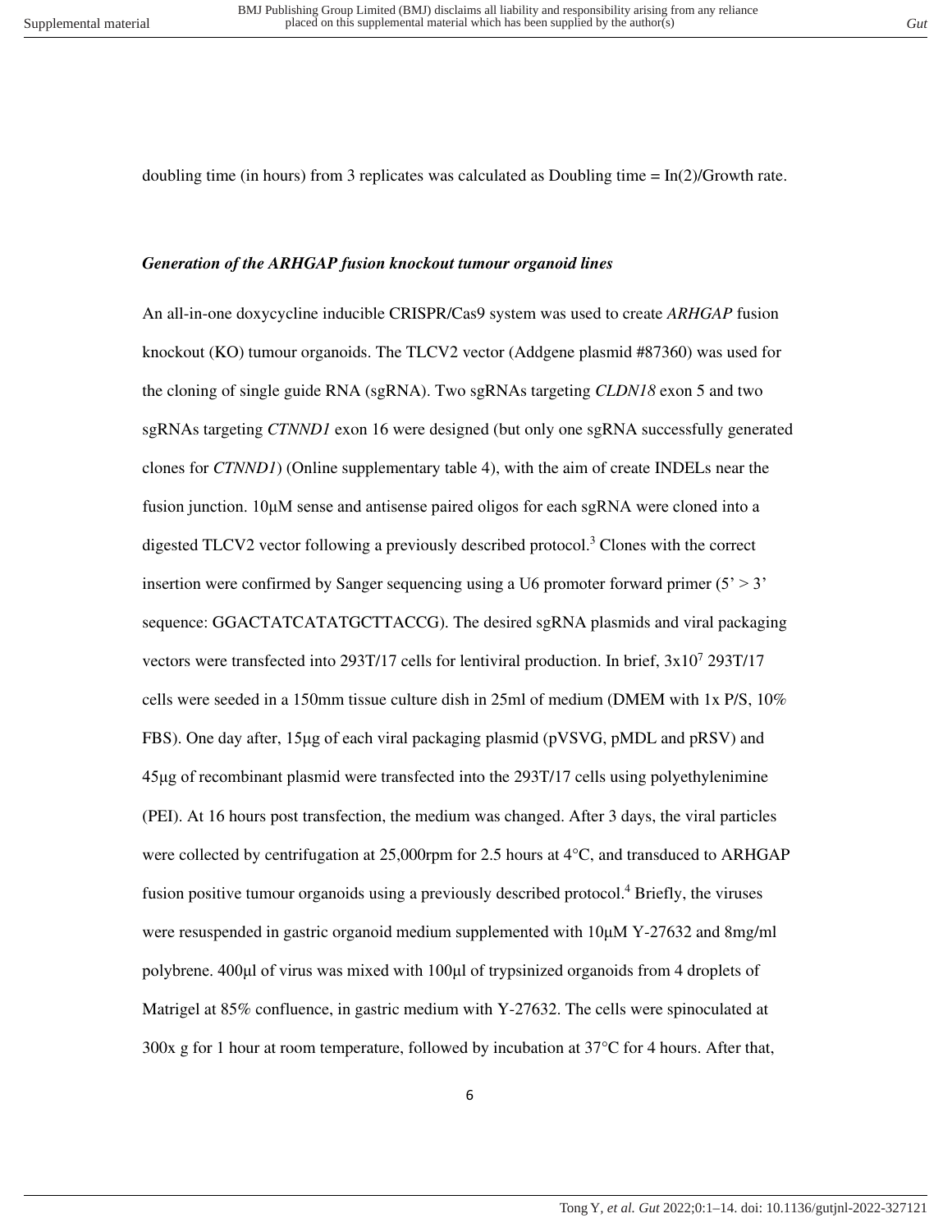doubling time (in hours) from 3 replicates was calculated as Doubling time = In(2)/Growth rate.

### *Generation of the ARHGAP fusion knockout tumour organoid lines*

An all-in-one doxycycline inducible CRISPR/Cas9 system was used to create *ARHGAP* fusion knockout (KO) tumour organoids. The TLCV2 vector (Addgene plasmid #87360) was used for the cloning of single guide RNA (sgRNA). Two sgRNAs targeting *CLDN18* exon 5 and two sgRNAs targeting *CTNND1* exon 16 were designed (but only one sgRNA successfully generated clones for *CTNND1*) (Online supplementary table 4), with the aim of create INDELs near the fusion junction. 10μM sense and antisense paired oligos for each sgRNA were cloned into a digested TLCV2 vector following a previously described protocol.[3] Clones with the correct insertion were confirmed by Sanger sequencing using a U6 promoter forward primer (5' > 3' sequence: GGACTATCATATGCTTACCG). The desired sgRNA plasmids and viral packaging vectors were transfected into 293T/17 cells for lentiviral production. In brief, $3\text{x}10^7$ 293T/17 cells were seeded in a 150mm tissue culture dish in 25ml of medium (DMEM with 1x P/S, 10% FBS). One day after, 15μg of each viral packaging plasmid (pVSVG, pMDL and pRSV) and 45μg of recombinant plasmid were transfected into the 293T/17 cells using polyethylenimine (PEI). At 16 hours post transfection, the medium was changed. After 3 days, the viral particles were collected by centrifugation at 25,000rpm for 2.5 hours at 4°C, and transduced to ARHGAP fusion positive tumour organoids using a previously described protocol.[4] Briefly, the viruses were resuspended in gastric organoid medium supplemented with 10μM Y-27632 and 8mg/ml polybrene. 400μl of virus was mixed with 100μl of trypsinized organoids from 4 droplets of Matrigel at 85% confluence, in gastric medium with Y-27632. The cells were spinoculated at 300x g for 1 hour at room temperature, followed by incubation at 37°C for 4 hours. After that,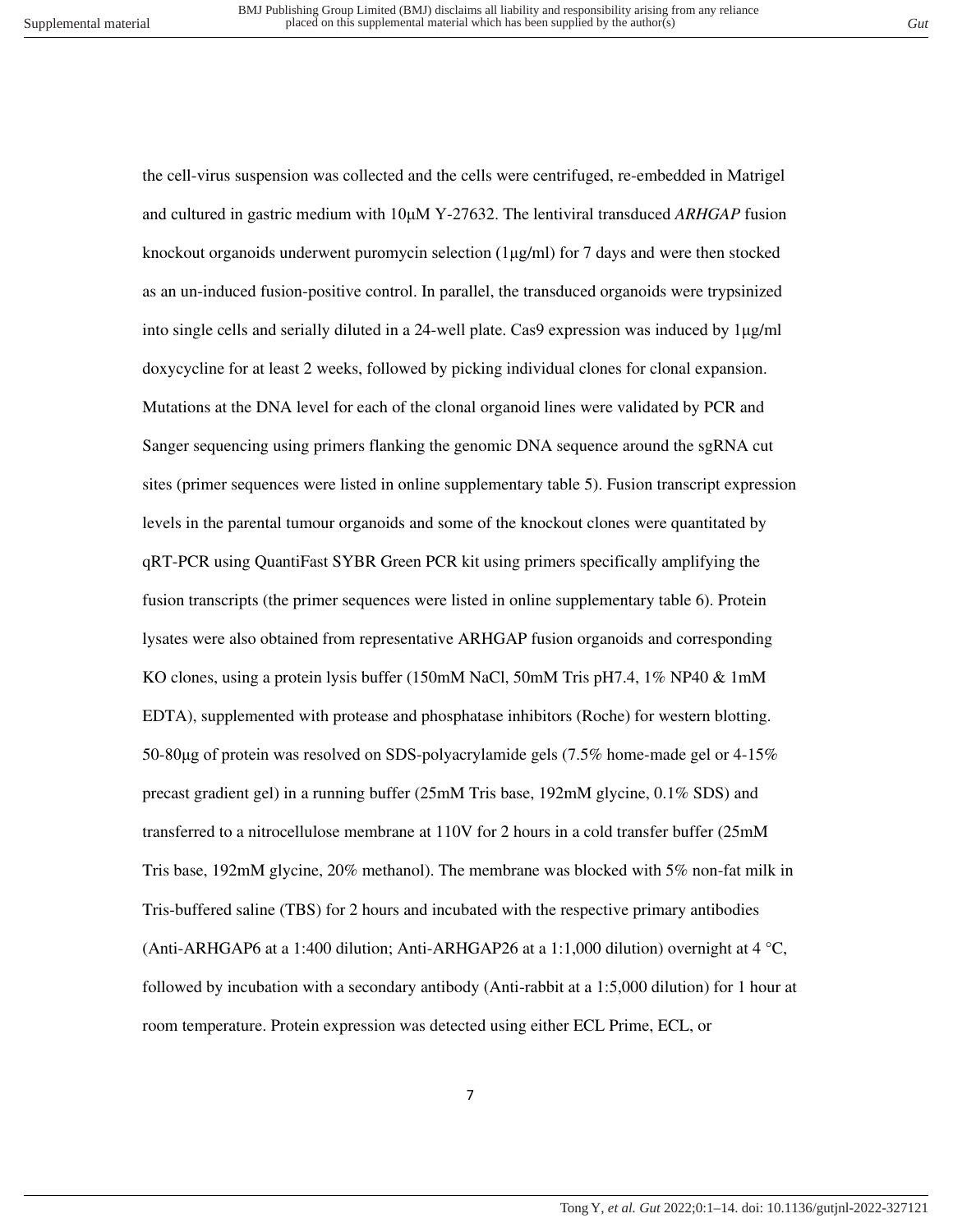the cell-virus suspension was collected and the cells were centrifuged, re-embedded in Matrigel and cultured in gastric medium with 10μM Y-27632. The lentiviral transduced *ARHGAP* fusion knockout organoids underwent puromycin selection (1μg/ml) for 7 days and were then stocked as an un-induced fusion-positive control. In parallel, the transduced organoids were trypsinized into single cells and serially diluted in a 24-well plate. Cas9 expression was induced by 1μg/ml doxycycline for at least 2 weeks, followed by picking individual clones for clonal expansion. Mutations at the DNA level for each of the clonal organoid lines were validated by PCR and Sanger sequencing using primers flanking the genomic DNA sequence around the sgRNA cut sites (primer sequences were listed in online supplementary table 5). Fusion transcript expression levels in the parental tumour organoids and some of the knockout clones were quantitated by qRT-PCR using QuantiFast SYBR Green PCR kit using primers specifically amplifying the fusion transcripts (the primer sequences were listed in online supplementary table 6). Protein lysates were also obtained from representative ARHGAP fusion organoids and corresponding KO clones, using a protein lysis buffer (150mM NaCl, 50mM Tris pH7.4, 1% NP40 & 1mM EDTA), supplemented with protease and phosphatase inhibitors (Roche) for western blotting. 50-80μg of protein was resolved on SDS-polyacrylamide gels (7.5% home-made gel or 4-15% precast gradient gel) in a running buffer (25mM Tris base, 192mM glycine, 0.1% SDS) and transferred to a nitrocellulose membrane at 110V for 2 hours in a cold transfer buffer (25mM Tris base, 192mM glycine, 20% methanol). The membrane was blocked with 5% non-fat milk in Tris-buffered saline (TBS) for 2 hours and incubated with the respective primary antibodies (Anti-ARHGAP6 at a 1:400 dilution; Anti-ARHGAP26 at a 1:1,000 dilution) overnight at 4 °C, followed by incubation with a secondary antibody (Anti-rabbit at a 1:5,000 dilution) for 1 hour at room temperature. Protein expression was detected using either ECL Prime, ECL, or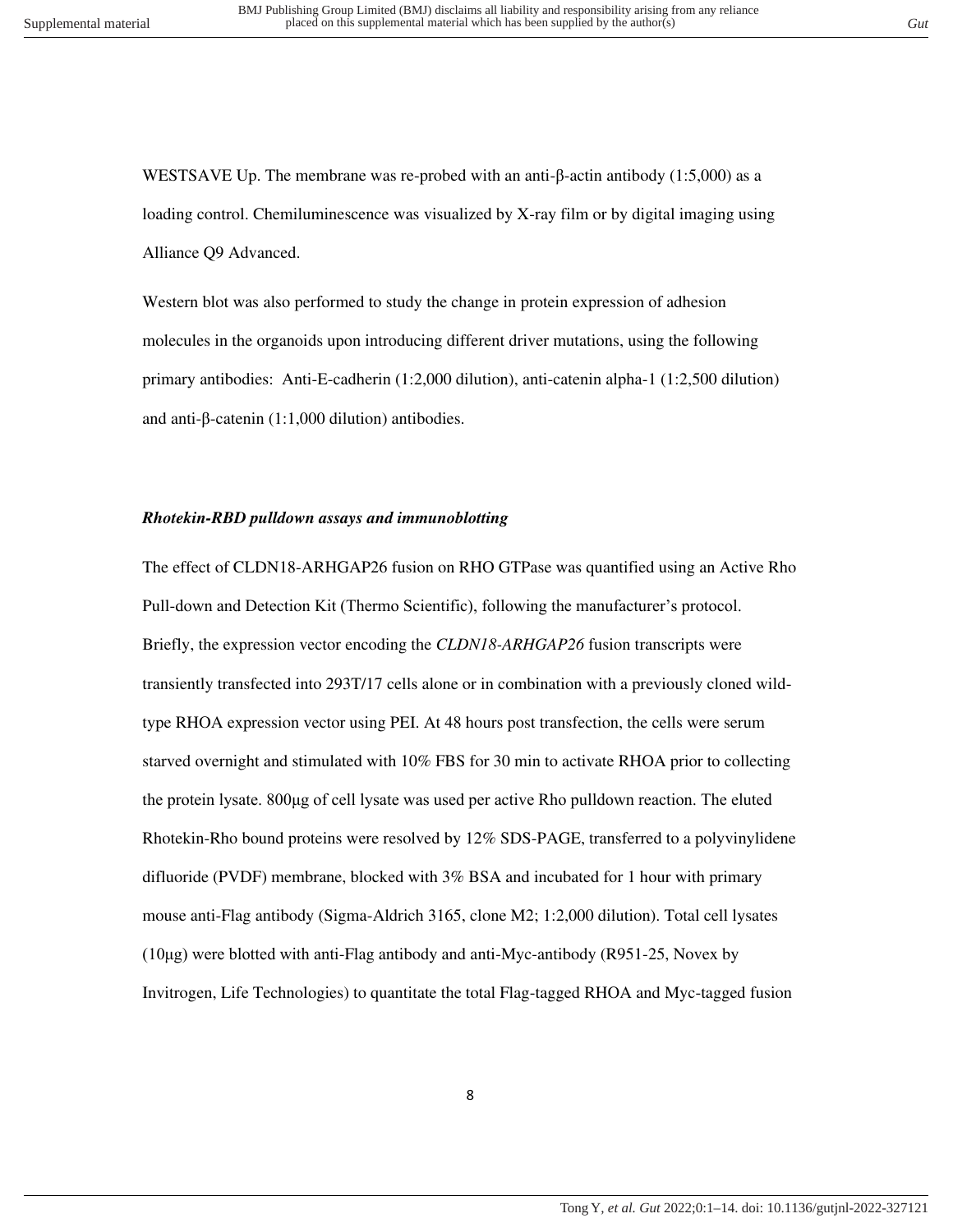WESTSAVE Up. The membrane was re-probed with an anti-β-actin antibody (1:5,000) as a loading control. Chemiluminescence was visualized by X-ray film or by digital imaging using Alliance Q9 Advanced.

Western blot was also performed to study the change in protein expression of adhesion molecules in the organoids upon introducing different driver mutations, using the following primary antibodies: Anti-E-cadherin (1:2,000 dilution), anti-catenin alpha-1 (1:2,500 dilution) and anti-β-catenin (1:1,000 dilution) antibodies.

### *Rhotekin-RBD pulldown assays and immunoblotting*

The effect of CLDN18-ARHGAP26 fusion on RHO GTPase was quantified using an Active Rho Pull-down and Detection Kit (Thermo Scientific), following the manufacturer's protocol. Briefly, the expression vector encoding the *CLDN18-ARHGAP26* fusion transcripts were transiently transfected into 293T/17 cells alone or in combination with a previously cloned wild-type RHOA expression vector using PEI. At 48 hours post transfection, the cells were serum starved overnight and stimulated with 10% FBS for 30 min to activate RHOA prior to collecting the protein lysate. 800μg of cell lysate was used per active Rho pulldown reaction. The eluted Rhotekin-Rho bound proteins were resolved by 12% SDS-PAGE, transferred to a polyvinylidene difluoride (PVDF) membrane, blocked with 3% BSA and incubated for 1 hour with primary mouse anti-Flag antibody (Sigma-Aldrich 3165, clone M2; 1:2,000 dilution). Total cell lysates (10μg) were blotted with anti-Flag antibody and anti-Myc-antibody (R951-25, Novex by Invitrogen, Life Technologies) to quantitate the total Flag-tagged RHOA and Myc-tagged fusion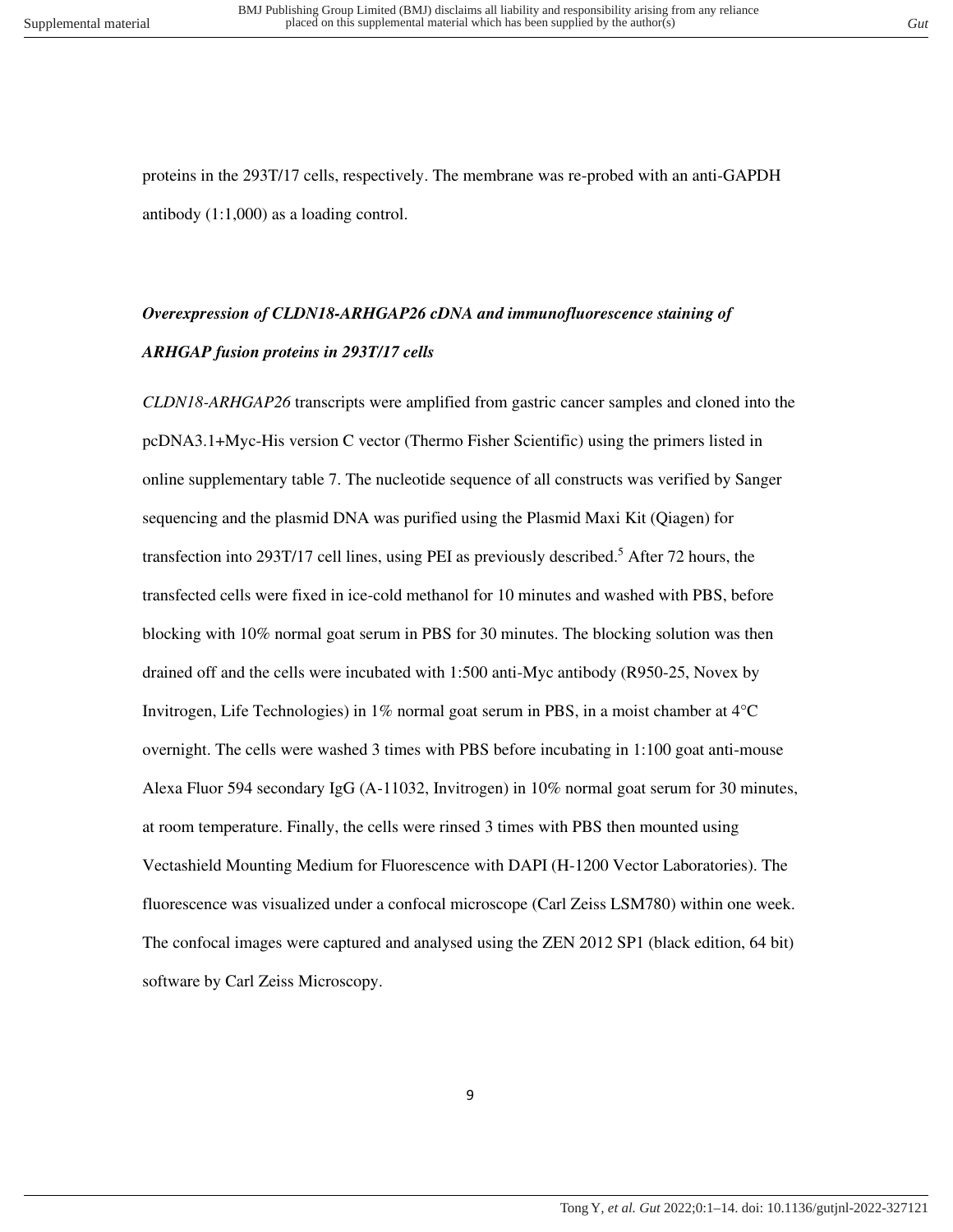proteins in the 293T/17 cells, respectively. The membrane was re-probed with an anti-GAPDH antibody (1:1,000) as a loading control.

### *Overexpression of CLDN18-ARHGAP26 cDNA and immunofluorescence staining of ARHGAP fusion proteins in 293T/17 cells*

*CLDN18-ARHGAP26* transcripts were amplified from gastric cancer samples and cloned into the pcDNA3.1+Myc-His version C vector (Thermo Fisher Scientific) using the primers listed in online supplementary table 7. The nucleotide sequence of all constructs was verified by Sanger sequencing and the plasmid DNA was purified using the Plasmid Maxi Kit (Qiagen) for transfection into 293T/17 cell lines, using PEI as previously described.[5] After 72 hours, the transfected cells were fixed in ice-cold methanol for 10 minutes and washed with PBS, before blocking with 10% normal goat serum in PBS for 30 minutes. The blocking solution was then drained off and the cells were incubated with 1:500 anti-Myc antibody (R950-25, Novex by Invitrogen, Life Technologies) in 1% normal goat serum in PBS, in a moist chamber at 4°C overnight. The cells were washed 3 times with PBS before incubating in 1:100 goat anti-mouse Alexa Fluor 594 secondary IgG (A-11032, Invitrogen) in 10% normal goat serum for 30 minutes, at room temperature. Finally, the cells were rinsed 3 times with PBS then mounted using Vectashield Mounting Medium for Fluorescence with DAPI (H-1200 Vector Laboratories). The fluorescence was visualized under a confocal microscope (Carl Zeiss LSM780) within one week. The confocal images were captured and analysed using the ZEN 2012 SP1 (black edition, 64 bit) software by Carl Zeiss Microscopy.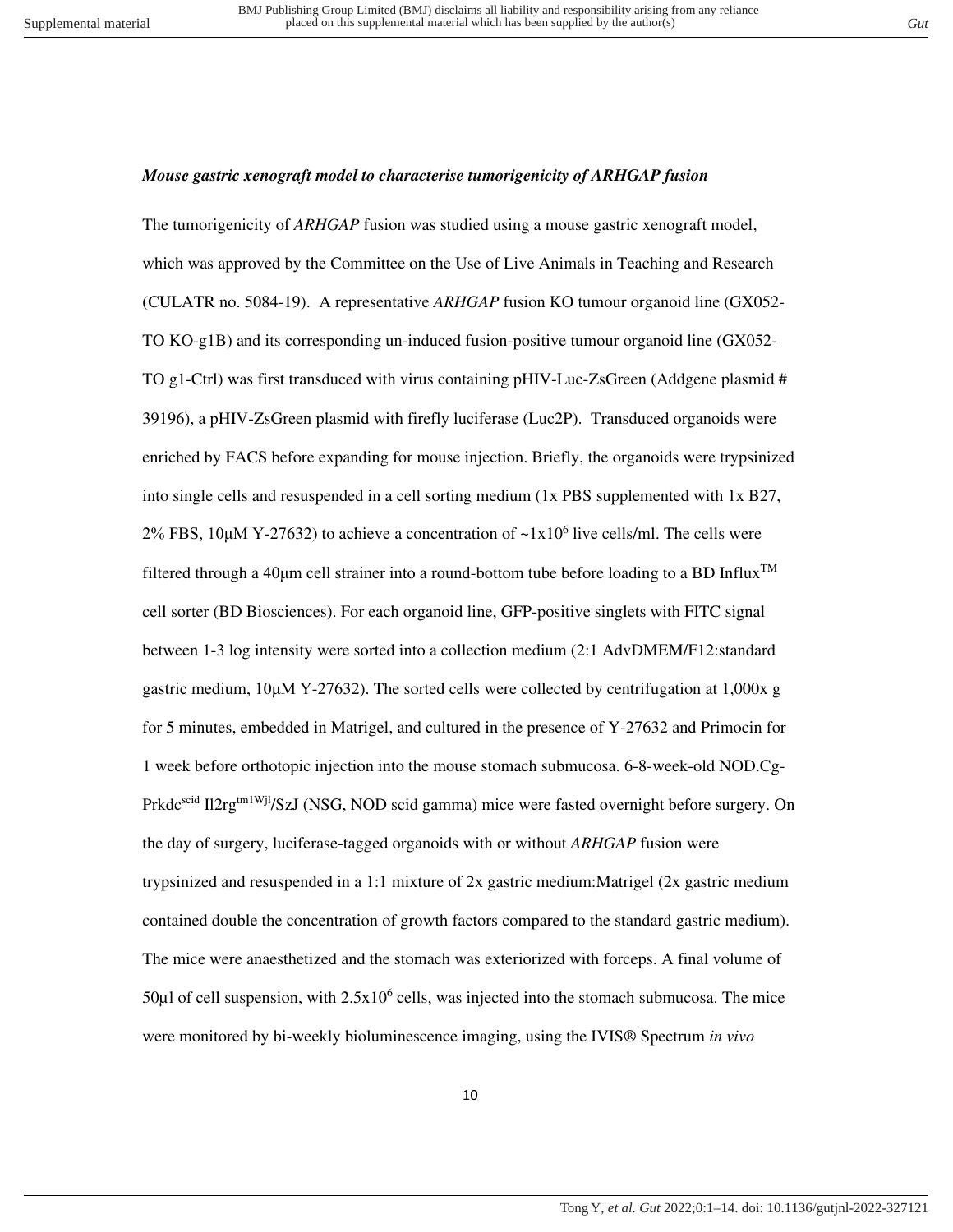***Mouse gastric xenograft model to characterise tumorigenicity of ARHGAP fusion***

The tumorigenicity of *ARHGAP* fusion was studied using a mouse gastric xenograft model, which was approved by the Committee on the Use of Live Animals in Teaching and Research (CULATR no. 5084-19). A representative *ARHGAP* fusion KO tumour organoid line (GX052-TO KO-g1B) and its corresponding un-induced fusion-positive tumour organoid line (GX052-TO g1-Ctrl) was first transduced with virus containing pHIV-Luc-ZsGreen (Addgene plasmid # 39196), a pHIV-ZsGreen plasmid with firefly luciferase (Luc2P). Transduced organoids were enriched by FACS before expanding for mouse injection. Briefly, the organoids were trypsinized into single cells and resuspended in a cell sorting medium (1x PBS supplemented with 1x B27, 2% FBS, 10μM Y-27632) to achieve a concentration of ~$1 \times 10^6$ live cells/ml. The cells were filtered through a 40μm cell strainer into a round-bottom tube before loading to a BD Influx™ cell sorter (BD Biosciences). For each organoid line, GFP-positive singlets with FITC signal between 1-3 log intensity were sorted into a collection medium (2:1 AdvDMEM/F12:standard gastric medium, 10μM Y-27632). The sorted cells were collected by centrifugation at 1,000x g for 5 minutes, embedded in Matrigel, and cultured in the presence of Y-27632 and Primocin for 1 week before orthotopic injection into the mouse stomach submucosa. 6-8-week-old NOD.Cg-Prkdc$^{scid}$ Il2rg$^{tm1Wjl}$/SzJ (NSG, NOD scid gamma) mice were fasted overnight before surgery. On the day of surgery, luciferase-tagged organoids with or without *ARHGAP* fusion were trypsinized and resuspended in a 1:1 mixture of 2x gastric medium:Matrigel (2x gastric medium contained double the concentration of growth factors compared to the standard gastric medium). The mice were anaesthetized and the stomach was exteriorized with forceps. A final volume of 50μl of cell suspension, with $2.5 \times 10^6$ cells, was injected into the stomach submucosa. The mice were monitored by bi-weekly bioluminescence imaging, using the IVIS® Spectrum *in vivo*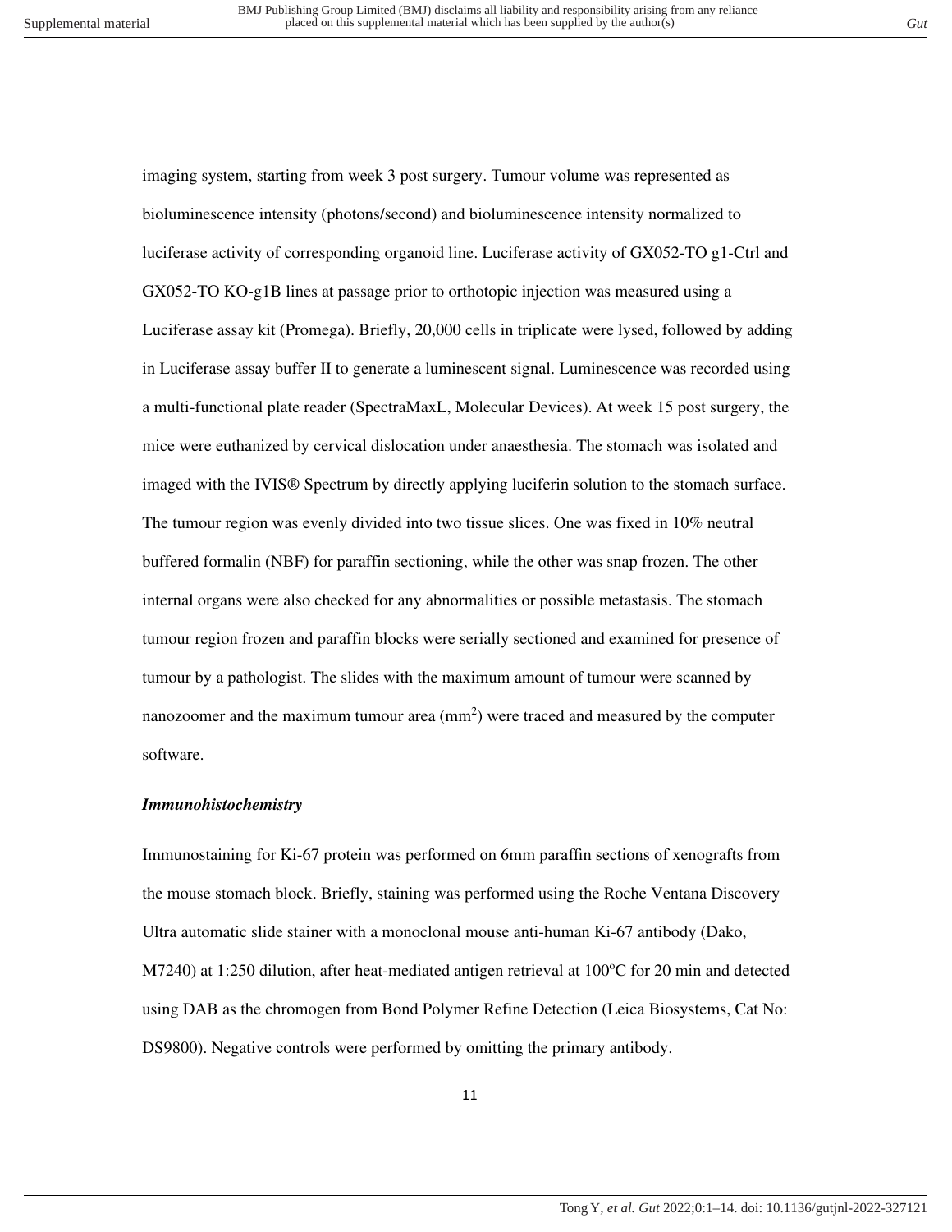imaging system, starting from week 3 post surgery. Tumour volume was represented as bioluminescence intensity (photons/second) and bioluminescence intensity normalized to luciferase activity of corresponding organoid line. Luciferase activity of GX052-TO g1-Ctrl and GX052-TO KO-g1B lines at passage prior to orthotopic injection was measured using a Luciferase assay kit (Promega). Briefly, 20,000 cells in triplicate were lysed, followed by adding in Luciferase assay buffer II to generate a luminescent signal. Luminescence was recorded using a multi-functional plate reader (SpectraMaxL, Molecular Devices). At week 15 post surgery, the mice were euthanized by cervical dislocation under anaesthesia. The stomach was isolated and imaged with the IVIS® Spectrum by directly applying luciferin solution to the stomach surface. The tumour region was evenly divided into two tissue slices. One was fixed in 10% neutral buffered formalin (NBF) for paraffin sectioning, while the other was snap frozen. The other internal organs were also checked for any abnormalities or possible metastasis. The stomach tumour region frozen and paraffin blocks were serially sectioned and examined for presence of tumour by a pathologist. The slides with the maximum amount of tumour were scanned by nanozoomer and the maximum tumour area ($mm^2$) were traced and measured by the computer software.

### *Immunohistochemistry*

Immunostaining for Ki-67 protein was performed on 6mm paraffin sections of xenografts from the mouse stomach block. Briefly, staining was performed using the Roche Ventana Discovery Ultra automatic slide stainer with a monoclonal mouse anti-human Ki-67 antibody (Dako, M7240) at 1:250 dilution, after heat-mediated antigen retrieval at 100ºC for 20 min and detected using DAB as the chromogen from Bond Polymer Refine Detection (Leica Biosystems, Cat No: DS9800). Negative controls were performed by omitting the primary antibody.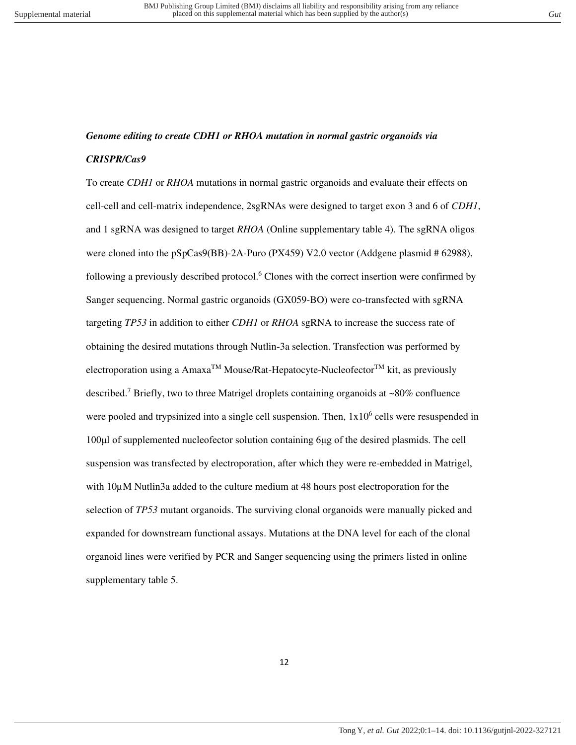***Genome editing to create CDH1 or RHOA mutation in normal gastric organoids via CRISPR/Cas9***

To create *CDH1* or *RHOA* mutations in normal gastric organoids and evaluate their effects on cell-cell and cell-matrix independence, 2sgRNAs were designed to target exon 3 and 6 of *CDH1*, and 1 sgRNA was designed to target *RHOA* (Online supplementary table 4). The sgRNA oligos were cloned into the pSpCas9(BB)-2A-Puro (PX459) V2.0 vector (Addgene plasmid # 62988), following a previously described protocol.[6] Clones with the correct insertion were confirmed by Sanger sequencing. Normal gastric organoids (GX059-BO) were co-transfected with sgRNA targeting *TP53* in addition to either *CDH1* or *RHOA* sgRNA to increase the success rate of obtaining the desired mutations through Nutlin-3a selection. Transfection was performed by electroporation using a Amaxa™ Mouse/Rat-Hepatocyte-Nucleofector™ kit, as previously described.[7] Briefly, two to three Matrigel droplets containing organoids at ~80% confluence were pooled and trypsinized into a single cell suspension. Then, $1x10^6$ cells were resuspended in 100µl of supplemented nucleofector solution containing 6µg of the desired plasmids. The cell suspension was transfected by electroporation, after which they were re-embedded in Matrigel, with 10µM Nutlin3a added to the culture medium at 48 hours post electroporation for the selection of *TP53* mutant organoids. The surviving clonal organoids were manually picked and expanded for downstream functional assays. Mutations at the DNA level for each of the clonal organoid lines were verified by PCR and Sanger sequencing using the primers listed in online supplementary table 5.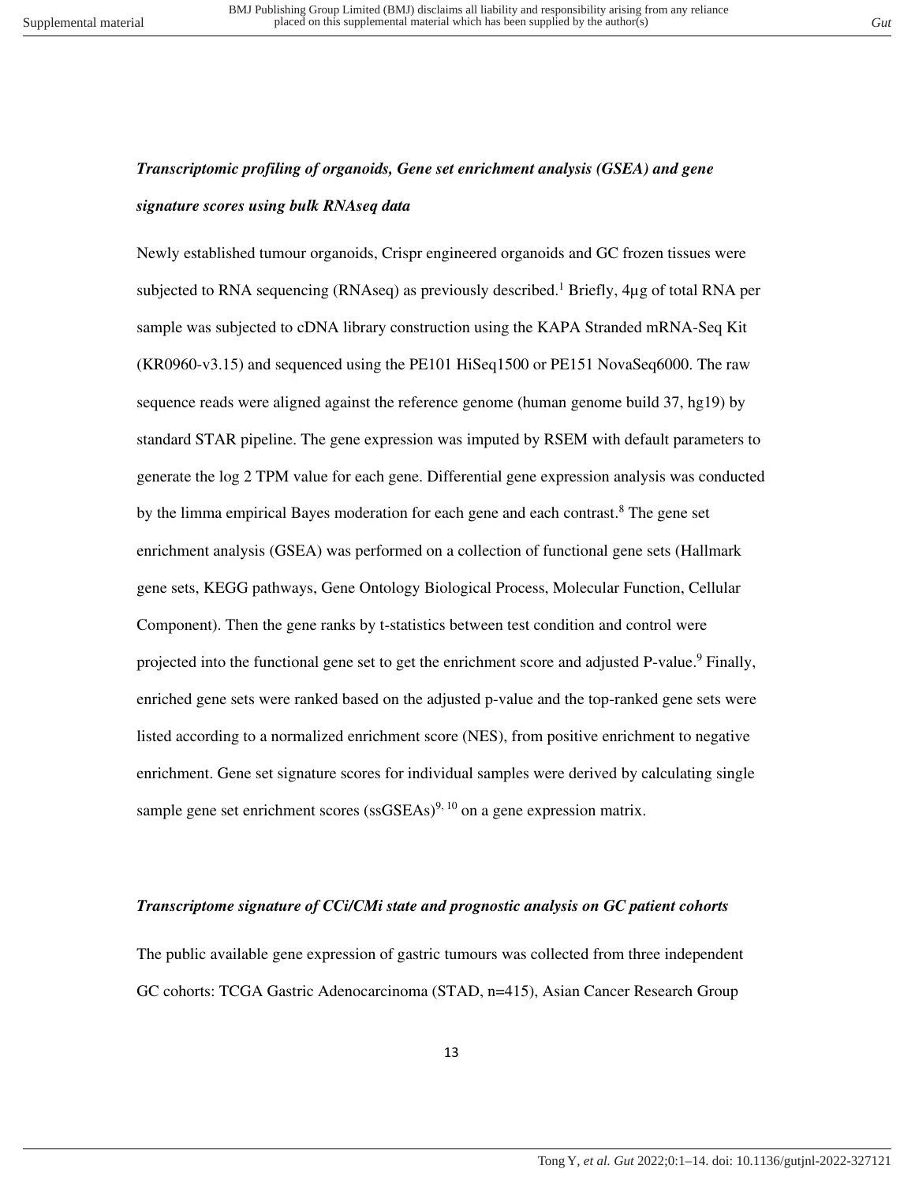### *Transcriptomic profiling of organoids, Gene set enrichment analysis (GSEA) and gene signature scores using bulk RNAseq data*

Newly established tumour organoids, Crispr engineered organoids and GC frozen tissues were subjected to RNA sequencing (RNAseq) as previously described.[1] Briefly, 4µg of total RNA per sample was subjected to cDNA library construction using the KAPA Stranded mRNA-Seq Kit (KR0960-v3.15) and sequenced using the PE101 HiSeq1500 or PE151 NovaSeq6000. The raw sequence reads were aligned against the reference genome (human genome build 37, hg19) by standard STAR pipeline. The gene expression was imputed by RSEM with default parameters to generate the log 2 TPM value for each gene. Differential gene expression analysis was conducted by the limma empirical Bayes moderation for each gene and each contrast.[8] The gene set enrichment analysis (GSEA) was performed on a collection of functional gene sets (Hallmark gene sets, KEGG pathways, Gene Ontology Biological Process, Molecular Function, Cellular Component). Then the gene ranks by t-statistics between test condition and control were projected into the functional gene set to get the enrichment score and adjusted P-value.[9] Finally, enriched gene sets were ranked based on the adjusted p-value and the top-ranked gene sets were listed according to a normalized enrichment score (NES), from positive enrichment to negative enrichment. Gene set signature scores for individual samples were derived by calculating single sample gene set enrichment scores (ssGSEAs)[9, 10] on a gene expression matrix.

### *Transcriptome signature of CCi/CMi state and prognostic analysis on GC patient cohorts*

The public available gene expression of gastric tumours was collected from three independent GC cohorts: TCGA Gastric Adenocarcinoma (STAD, n=415), Asian Cancer Research Group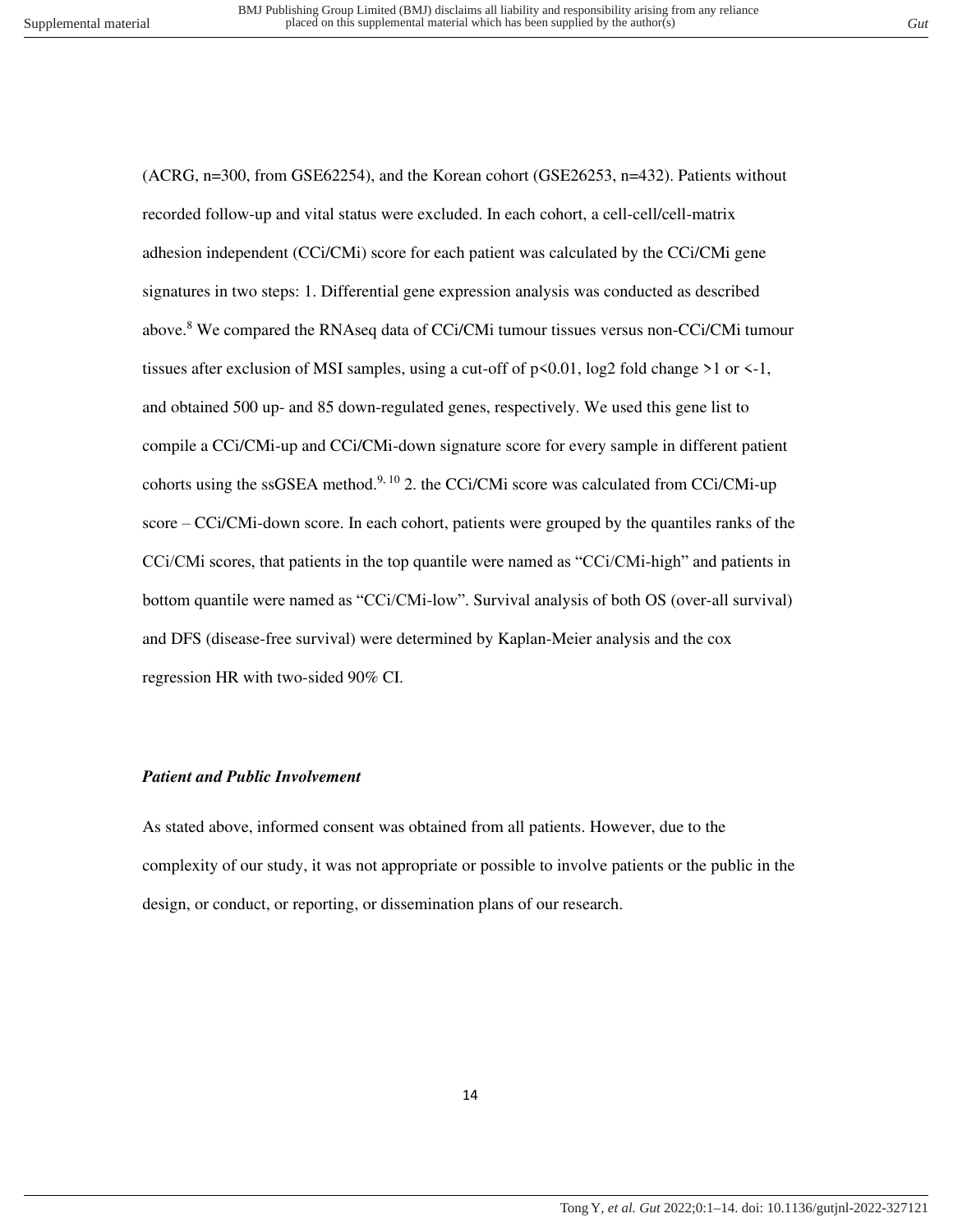(ACRG, n=300, from GSE62254), and the Korean cohort (GSE26253, n=432). Patients without recorded follow-up and vital status were excluded. In each cohort, a cell-cell/cell-matrix adhesion independent (CCi/CMi) score for each patient was calculated by the CCi/CMi gene signatures in two steps: 1. Differential gene expression analysis was conducted as described above.[8] We compared the RNAseq data of CCi/CMi tumour tissues versus non-CCi/CMi tumour tissues after exclusion of MSI samples, using a cut-off of $p<0.01$, log2 fold change >1 or <-1, and obtained 500 up- and 85 down-regulated genes, respectively. We used this gene list to compile a CCi/CMi-up and CCi/CMi-down signature score for every sample in different patient cohorts using the ssGSEA method.[9, 10] 2. the CCi/CMi score was calculated from CCi/CMi-up score – CCi/CMi-down score. In each cohort, patients were grouped by the quantiles ranks of the CCi/CMi scores, that patients in the top quantile were named as "CCi/CMi-high" and patients in bottom quantile were named as "CCi/CMi-low". Survival analysis of both OS (over-all survival) and DFS (disease-free survival) were determined by Kaplan-Meier analysis and the cox regression HR with two-sided 90% CI.

### *Patient and Public Involvement*

As stated above, informed consent was obtained from all patients. However, due to the complexity of our study, it was not appropriate or possible to involve patients or the public in the design, or conduct, or reporting, or dissemination plans of our research.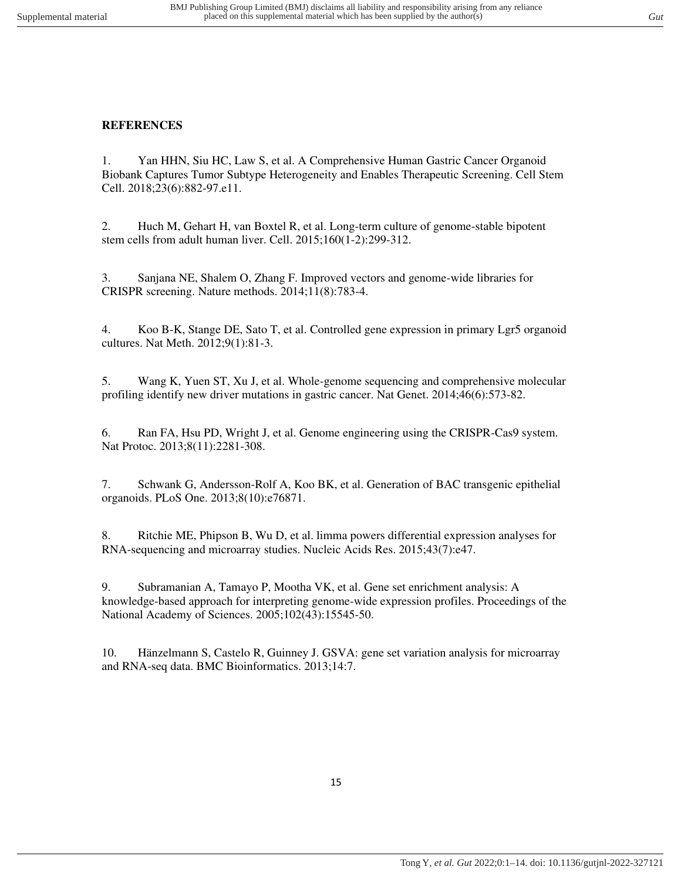## REFERENCES

1. Yan HHN, Siu HC, Law S, et al. A Comprehensive Human Gastric Cancer Organoid Biobank Captures Tumor Subtype Heterogeneity and Enables Therapeutic Screening. Cell Stem Cell. 2018;23(6):882-97.e11.

2. Huch M, Gehart H, van Boxtel R, et al. Long-term culture of genome-stable bipotent stem cells from adult human liver. Cell. 2015;160(1-2):299-312.

3. Sanjana NE, Shalem O, Zhang F. Improved vectors and genome-wide libraries for CRISPR screening. Nature methods. 2014;11(8):783-4.

4. Koo B-K, Stange DE, Sato T, et al. Controlled gene expression in primary Lgr5 organoid cultures. Nat Meth. 2012;9(1):81-3.

5. Wang K, Yuen ST, Xu J, et al. Whole-genome sequencing and comprehensive molecular profiling identify new driver mutations in gastric cancer. Nat Genet. 2014;46(6):573-82.

6. Ran FA, Hsu PD, Wright J, et al. Genome engineering using the CRISPR-Cas9 system. Nat Protoc. 2013;8(11):2281-308.

7. Schwank G, Andersson-Rolf A, Koo BK, et al. Generation of BAC transgenic epithelial organoids. PLoS One. 2013;8(10):e76871.

8. Ritchie ME, Phipson B, Wu D, et al. limma powers differential expression analyses for RNA-sequencing and microarray studies. Nucleic Acids Res. 2015;43(7):e47.

9. Subramanian A, Tamayo P, Mootha VK, et al. Gene set enrichment analysis: A knowledge-based approach for interpreting genome-wide expression profiles. Proceedings of the National Academy of Sciences. 2005;102(43):15545-50.

10. Hänzelmann S, Castelo R, Guinney J. GSVA: gene set variation analysis for microarray and RNA-seq data. BMC Bioinformatics. 2013;14:7.